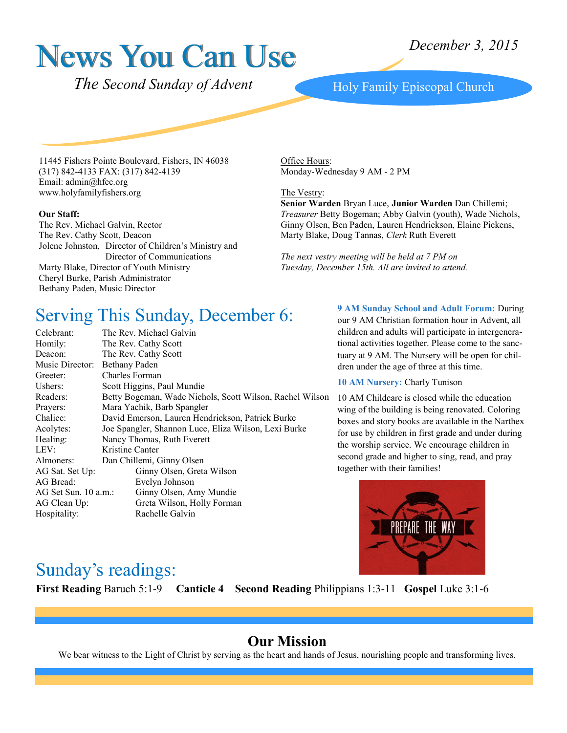# News You Can Use

*December 3, 2015*

*The Second Sunday of Advent*

Holy Family Episcopal Church

11445 Fishers Pointe Boulevard, Fishers, IN 46038
(317) 842-4133 FAX: (317) 842-4139
Email: admin@hfec.org
www.holyfamilyfishers.org

**Our Staff:**
The Rev. Michael Galvin, Rector
The Rev. Cathy Scott, Deacon
Jolene Johnston, Director of Children's Ministry and Director of Communications
Marty Blake, Director of Youth Ministry
Cheryl Burke, Parish Administrator
Bethany Paden, Music Director

Office Hours:
Monday-Wednesday 9 AM - 2 PM

The Vestry:
**Senior Warden** Bryan Luce, **Junior Warden** Dan Chillemi; *Treasurer* Betty Bogeman; Abby Galvin (youth), Wade Nichols, Ginny Olsen, Ben Paden, Lauren Hendrickson, Elaine Pickens, Marty Blake, Doug Tannas, *Clerk* Ruth Everett

*The next vestry meeting will be held at 7 PM on Tuesday, December 15th. All are invited to attend.*

## Serving This Sunday, December 6:

| | |
|---|---|
| Celebrant: | The Rev. Michael Galvin |
| Homily: | The Rev. Cathy Scott |
| Deacon: | The Rev. Cathy Scott |
| Music Director: | Bethany Paden |
| Greeter: | Charles Forman |
| Ushers: | Scott Higgins, Paul Mundie |
| Readers: | Betty Bogeman, Wade Nichols, Scott Wilson, Rachel Wilson |
| Prayers: | Mara Yachik, Barb Spangler |
| Chalice: | David Emerson, Lauren Hendrickson, Patrick Burke |
| Acolytes: | Joe Spangler, Shannon Luce, Eliza Wilson, Lexi Burke |
| Healing: | Nancy Thomas, Ruth Everett |
| LEV: | Kristine Canter |
| Almoners: | Dan Chillemi, Ginny Olsen |
| AG Sat. Set Up: | Ginny Olsen, Greta Wilson |
| AG Bread: | Evelyn Johnson |
| AG Set Sun. 10 a.m.: | Ginny Olsen, Amy Mundie |
| AG Clean Up: | Greta Wilson, Holly Forman |
| Hospitality: | Rachelle Galvin |

**9 AM Sunday School and Adult Forum:** During our 9 AM Christian formation hour in Advent, all children and adults will participate in intergenerational activities together. Please come to the sanctuary at 9 AM. The Nursery will be open for children under the age of three at this time.

**10 AM Nursery:** Charly Tunison

10 AM Childcare is closed while the education wing of the building is being renovated. Coloring boxes and story books are available in the Narthex for use by children in first grade and under during the worship service. We encourage children in second grade and higher to sing, read, and pray together with their families!

PREPARE THE WAY

## Sunday's readings:

**First Reading** Baruch 5:1-9 **Canticle 4** **Second Reading** Philippians 1:3-11 **Gospel** Luke 3:1-6

## Our Mission

We bear witness to the Light of Christ by serving as the heart and hands of Jesus, nourishing people and transforming lives.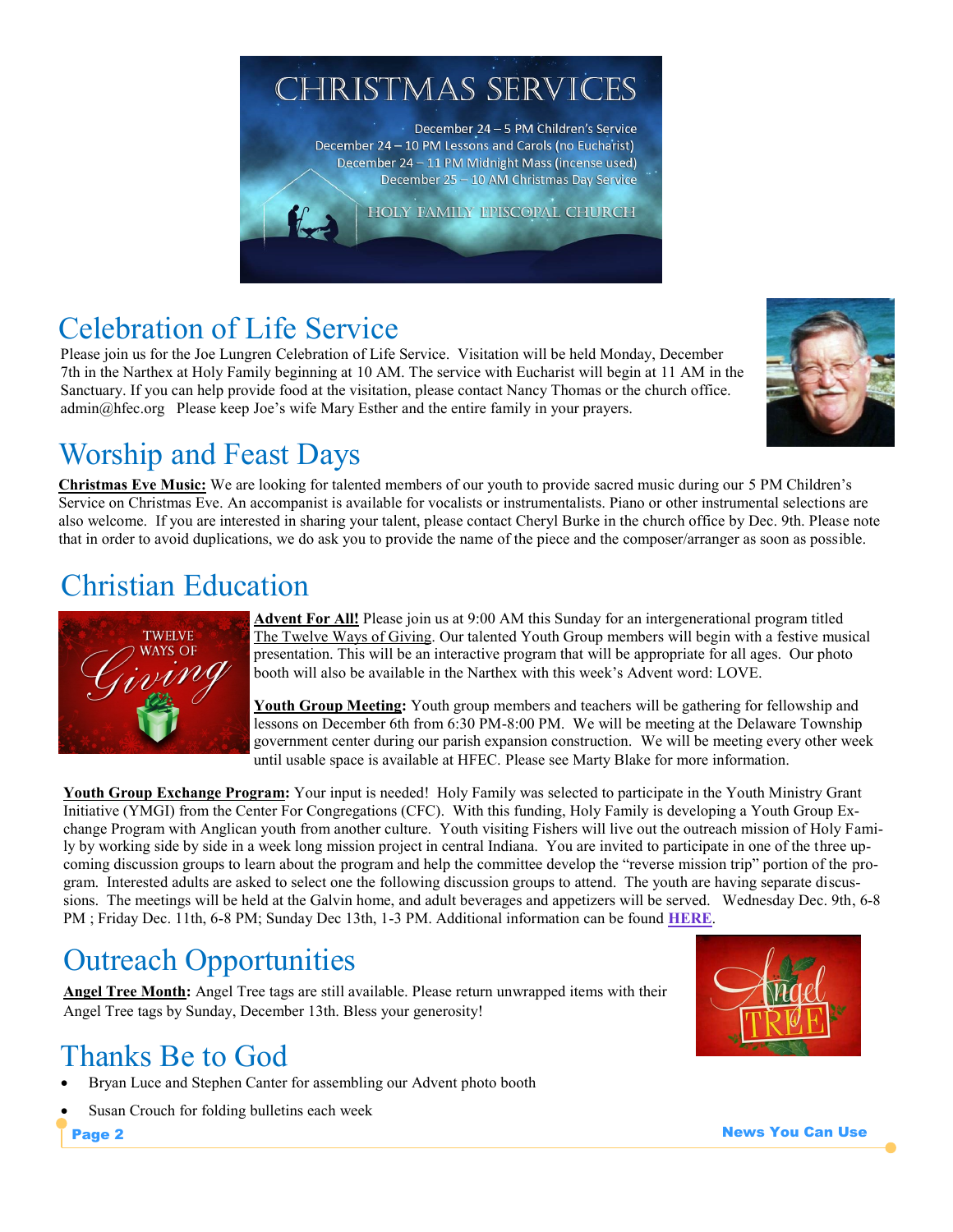# CHRISTMAS SERVICES

December 24 – 5 PM Children's Service
December 24 – 10 PM Lessons and Carols (no Eucharist)
December 24 – 11 PM Midnight Mass (incense used)
December 25 – 10 AM Christmas Day Service

HOLY FAMILY EPISCOPAL CHURCH

## Celebration of Life Service

Please join us for the Joe Lungren Celebration of Life Service. Visitation will be held Monday, December 7th in the Narthex at Holy Family beginning at 10 AM. The service with Eucharist will begin at 11 AM in the Sanctuary. If you can help provide food at the visitation, please contact Nancy Thomas or the church office. admin@hfec.org Please keep Joe's wife Mary Esther and the entire family in your prayers.

## Worship and Feast Days

**Christmas Eve Music:** We are looking for talented members of our youth to provide sacred music during our 5 PM Children's Service on Christmas Eve. An accompanist is available for vocalists or instrumentalists. Piano or other instrumental selections are also welcome. If you are interested in sharing your talent, please contact Cheryl Burke in the church office by Dec. 9th. Please note that in order to avoid duplications, we do ask you to provide the name of the piece and the composer/arranger as soon as possible.

## Christian Education

**Advent For All!** Please join us at 9:00 AM this Sunday for an intergenerational program titled The Twelve Ways of Giving. Our talented Youth Group members will begin with a festive musical presentation. This will be an interactive program that will be appropriate for all ages. Our photo booth will also be available in the Narthex with this week's Advent word: LOVE.

**Youth Group Meeting:** Youth group members and teachers will be gathering for fellowship and lessons on December 6th from 6:30 PM-8:00 PM. We will be meeting at the Delaware Township government center during our parish expansion construction. We will be meeting every other week until usable space is available at HFEC. Please see Marty Blake for more information.

**Youth Group Exchange Program:** Your input is needed! Holy Family was selected to participate in the Youth Ministry Grant Initiative (YMGI) from the Center For Congregations (CFC). With this funding, Holy Family is developing a Youth Group Exchange Program with Anglican youth from another culture. Youth visiting Fishers will live out the outreach mission of Holy Family by working side by side in a week long mission project in central Indiana. You are invited to participate in one of the three upcoming discussion groups to learn about the program and help the committee develop the "reverse mission trip" portion of the program. Interested adults are asked to select one the following discussion groups to attend. The youth are having separate discussions. The meetings will be held at the Galvin home, and adult beverages and appetizers will be served. Wednesday Dec. 9th, 6-8 PM ; Friday Dec. 11th, 6-8 PM; Sunday Dec 13th, 1-3 PM. Additional information can be found **HERE**.

## Outreach Opportunities

**Angel Tree Month:** Angel Tree tags are still available. Please return unwrapped items with their Angel Tree tags by Sunday, December 13th. Bless your generosity!

## Thanks Be to God

- Bryan Luce and Stephen Canter for assembling our Advent photo booth
- Susan Crouch for folding bulletins each week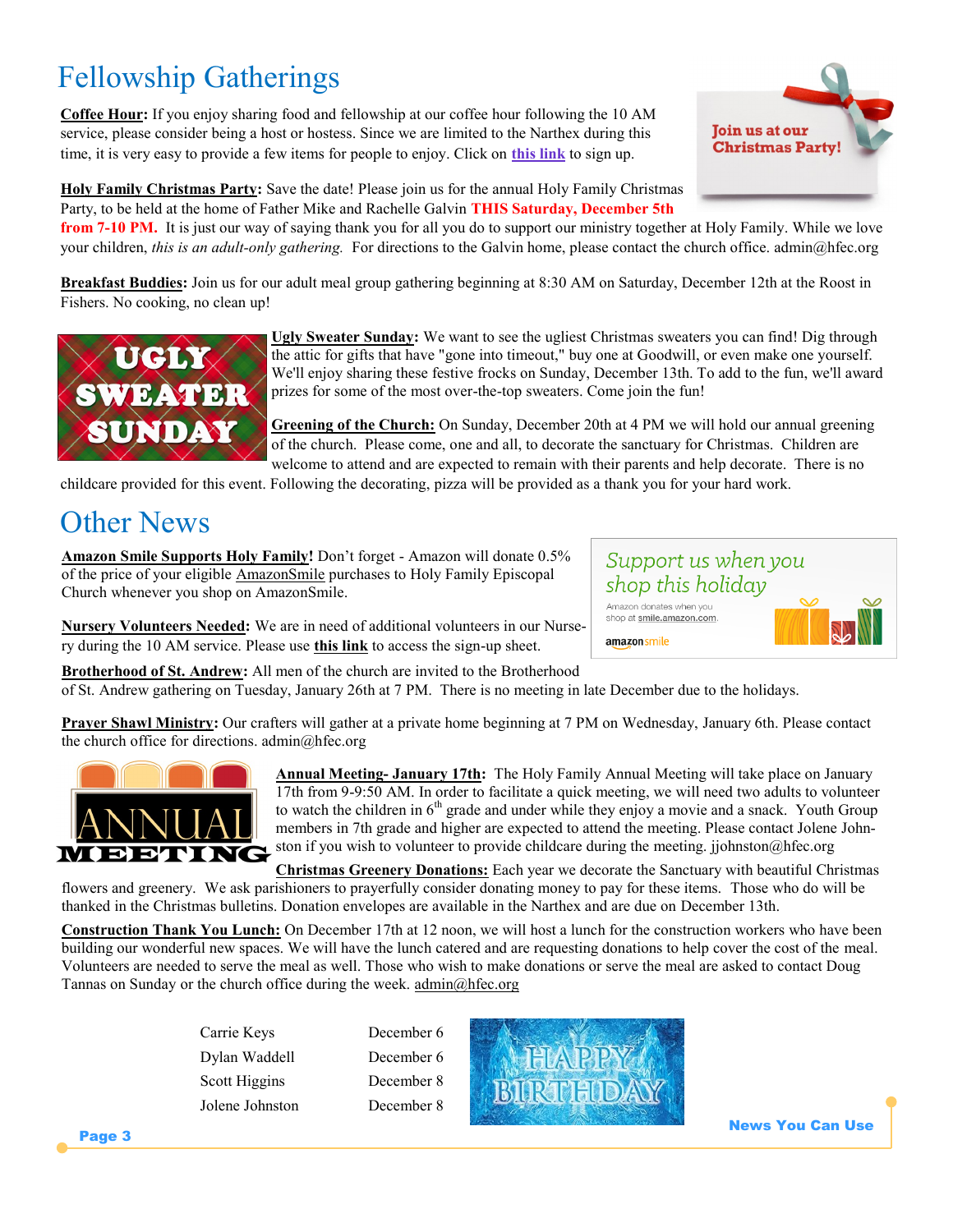# Fellowship Gatherings

**Coffee Hour:** If you enjoy sharing food and fellowship at our coffee hour following the 10 AM service, please consider being a host or hostess. Since we are limited to the Narthex during this time, it is very easy to provide a few items for people to enjoy. Click on this link to sign up.

**Holy Family Christmas Party:** Save the date! Please join us for the annual Holy Family Christmas Party, to be held at the home of Father Mike and Rachelle Galvin **THIS Saturday, December 5th from 7-10 PM.** It is just our way of saying thank you for all you do to support our ministry together at Holy Family. While we love your children, *this is an adult-only gathering.* For directions to the Galvin home, please contact the church office. admin@hfec.org

**Breakfast Buddies:** Join us for our adult meal group gathering beginning at 8:30 AM on Saturday, December 12th at the Roost in Fishers. No cooking, no clean up!

**Ugly Sweater Sunday:** We want to see the ugliest Christmas sweaters you can find! Dig through the attic for gifts that have "gone into timeout," buy one at Goodwill, or even make one yourself. We'll enjoy sharing these festive frocks on Sunday, December 13th. To add to the fun, we'll award prizes for some of the most over-the-top sweaters. Come join the fun!

**Greening of the Church:** On Sunday, December 20th at 4 PM we will hold our annual greening of the church. Please come, one and all, to decorate the sanctuary for Christmas. Children are welcome to attend and are expected to remain with their parents and help decorate. There is no childcare provided for this event. Following the decorating, pizza will be provided as a thank you for your hard work.

# Other News

**Amazon Smile Supports Holy Family!** Don't forget - Amazon will donate 0.5% of the price of your eligible AmazonSmile purchases to Holy Family Episcopal Church whenever you shop on AmazonSmile.

**Nursery Volunteers Needed:** We are in need of additional volunteers in our Nursery during the 10 AM service. Please use **this link** to access the sign-up sheet.

**Brotherhood of St. Andrew:** All men of the church are invited to the Brotherhood of St. Andrew gathering on Tuesday, January 26th at 7 PM. There is no meeting in late December due to the holidays.

**Prayer Shawl Ministry:** Our crafters will gather at a private home beginning at 7 PM on Wednesday, January 6th. Please contact the church office for directions. admin@hfec.org

**Annual Meeting- January 17th:** The Holy Family Annual Meeting will take place on January 17th from 9-9:50 AM. In order to facilitate a quick meeting, we will need two adults to volunteer to watch the children in 6th grade and under while they enjoy a movie and a snack. Youth Group members in 7th grade and higher are expected to attend the meeting. Please contact Jolene Johnston if you wish to volunteer to provide childcare during the meeting. jjohnston@hfec.org

**Christmas Greenery Donations:** Each year we decorate the Sanctuary with beautiful Christmas flowers and greenery. We ask parishioners to prayerfully consider donating money to pay for these items. Those who do will be thanked in the Christmas bulletins. Donation envelopes are available in the Narthex and are due on December 13th.

**Construction Thank You Lunch:** On December 17th at 12 noon, we will host a lunch for the construction workers who have been building our wonderful new spaces. We will have the lunch catered and are requesting donations to help cover the cost of the meal. Volunteers are needed to serve the meal as well. Those who wish to make donations or serve the meal are asked to contact Doug Tannas on Sunday or the church office during the week. admin@hfec.org

| | |
|---|---|
| Carrie Keys | December 6 |
| Dylan Waddell | December 6 |
| Scott Higgins | December 8 |
| Jolene Johnston | December 8 |